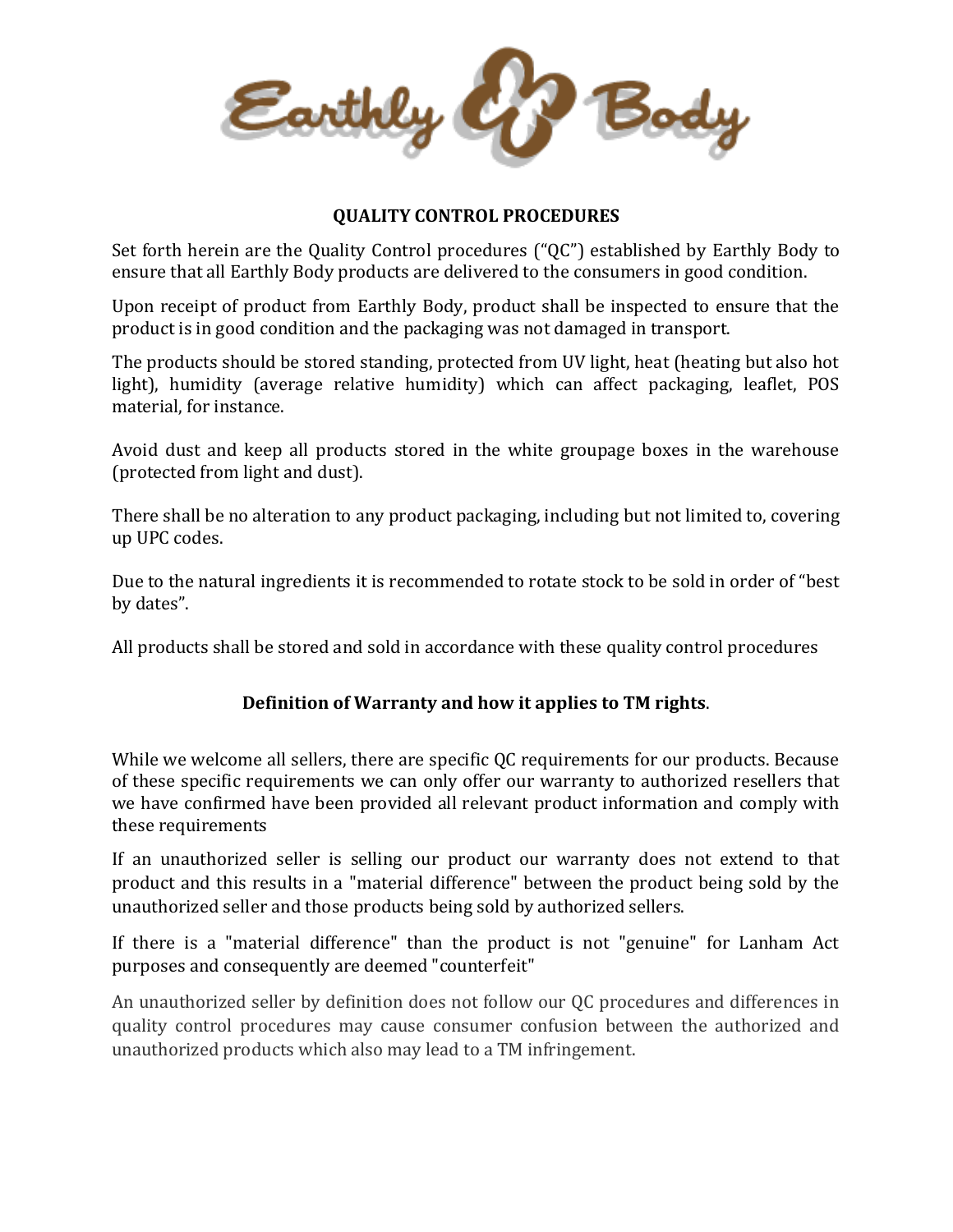Earthly Body

**QUALITY CONTROL PROCEDURES**

Set forth herein are the Quality Control procedures ("QC") established by Earthly Body to ensure that all Earthly Body products are delivered to the consumers in good condition.

Upon receipt of product from Earthly Body, product shall be inspected to ensure that the product is in good condition and the packaging was not damaged in transport.

The products should be stored standing, protected from UV light, heat (heating but also hot light), humidity (average relative humidity) which can affect packaging, leaflet, POS material, for instance.

Avoid dust and keep all products stored in the white groupage boxes in the warehouse (protected from light and dust).

There shall be no alteration to any product packaging, including but not limited to, covering up UPC codes.

Due to the natural ingredients it is recommended to rotate stock to be sold in order of "best by dates".

All products shall be stored and sold in accordance with these quality control procedures

**Definition of Warranty and how it applies to TM rights**.

While we welcome all sellers, there are specific QC requirements for our products. Because of these specific requirements we can only offer our warranty to authorized resellers that we have confirmed have been provided all relevant product information and comply with these requirements

If an unauthorized seller is selling our product our warranty does not extend to that product and this results in a "material difference" between the product being sold by the unauthorized seller and those products being sold by authorized sellers.

If there is a "material difference" than the product is not "genuine" for Lanham Act purposes and consequently are deemed "counterfeit"

An unauthorized seller by definition does not follow our QC procedures and differences in quality control procedures may cause consumer confusion between the authorized and unauthorized products which also may lead to a TM infringement.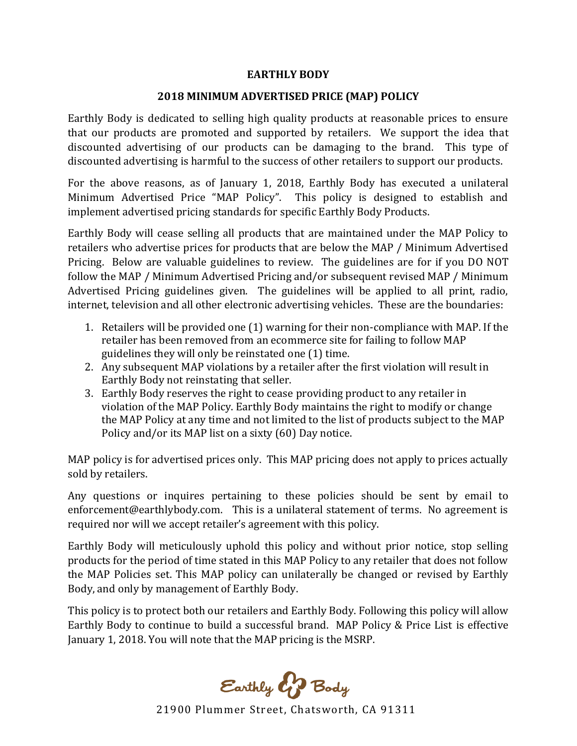**EARTHLY BODY**

**2018 MINIMUM ADVERTISED PRICE (MAP) POLICY**

Earthly Body is dedicated to selling high quality products at reasonable prices to ensure that our products are promoted and supported by retailers. We support the idea that discounted advertising of our products can be damaging to the brand. This type of discounted advertising is harmful to the success of other retailers to support our products.

For the above reasons, as of January 1, 2018, Earthly Body has executed a unilateral Minimum Advertised Price "MAP Policy". This policy is designed to establish and implement advertised pricing standards for specific Earthly Body Products.

Earthly Body will cease selling all products that are maintained under the MAP Policy to retailers who advertise prices for products that are below the MAP / Minimum Advertised Pricing. Below are valuable guidelines to review. The guidelines are for if you DO NOT follow the MAP / Minimum Advertised Pricing and/or subsequent revised MAP / Minimum Advertised Pricing guidelines given. The guidelines will be applied to all print, radio, internet, television and all other electronic advertising vehicles. These are the boundaries:

1. Retailers will be provided one (1) warning for their non-compliance with MAP. If the retailer has been removed from an ecommerce site for failing to follow MAP guidelines they will only be reinstated one (1) time.
2. Any subsequent MAP violations by a retailer after the first violation will result in Earthly Body not reinstating that seller.
3. Earthly Body reserves the right to cease providing product to any retailer in violation of the MAP Policy. Earthly Body maintains the right to modify or change the MAP Policy at any time and not limited to the list of products subject to the MAP Policy and/or its MAP list on a sixty (60) Day notice.

MAP policy is for advertised prices only. This MAP pricing does not apply to prices actually sold by retailers.

Any questions or inquires pertaining to these policies should be sent by email to enforcement@earthlybody.com. This is a unilateral statement of terms. No agreement is required nor will we accept retailer's agreement with this policy.

Earthly Body will meticulously uphold this policy and without prior notice, stop selling products for the period of time stated in this MAP Policy to any retailer that does not follow the MAP Policies set. This MAP policy can unilaterally be changed or revised by Earthly Body, and only by management of Earthly Body.

This policy is to protect both our retailers and Earthly Body. Following this policy will allow Earthly Body to continue to build a successful brand. MAP Policy & Price List is effective January 1, 2018. You will note that the MAP pricing is the MSRP.

Earthly Body

21900 Plummer Street, Chatsworth, CA 91311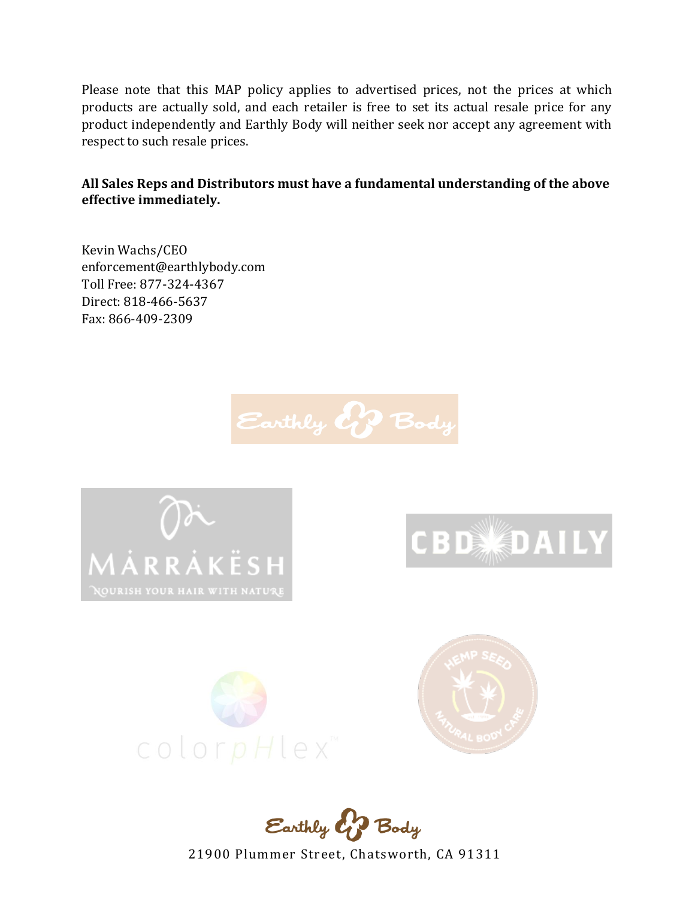Please note that this MAP policy applies to advertised prices, not the prices at which products are actually sold, and each retailer is free to set its actual resale price for any product independently and Earthly Body will neither seek nor accept any agreement with respect to such resale prices.

**All Sales Reps and Distributors must have a fundamental understanding of the above effective immediately.**

Kevin Wachs/CEO
enforcement@earthlybody.com
Toll Free: 877-324-4367
Direct: 818-466-5637
Fax: 866-409-2309

21900 Plummer Street, Chatsworth, CA 91311